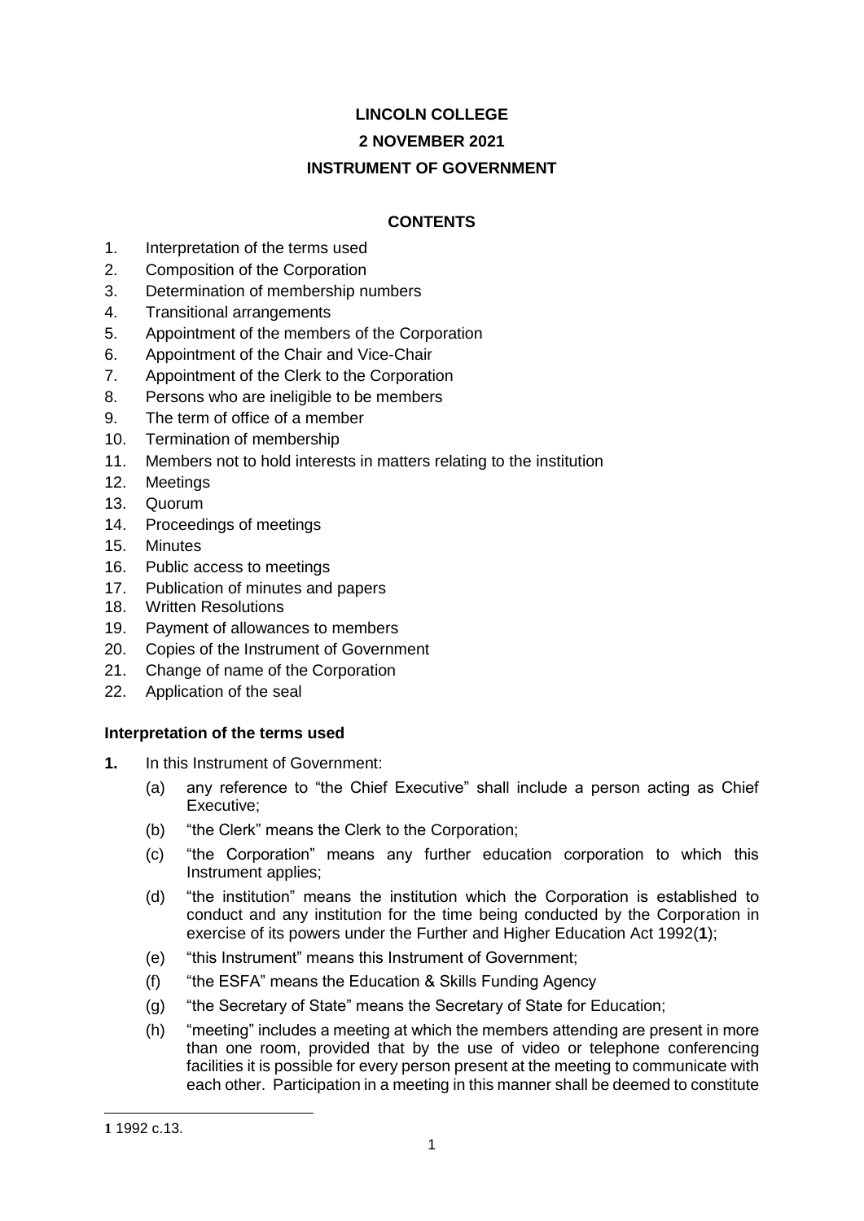# LINCOLN COLLEGE

# 2 NOVEMBER 2021

# INSTRUMENT OF GOVERNMENT

## CONTENTS

1. Interpretation of the terms used
2. Composition of the Corporation
3. Determination of membership numbers
4. Transitional arrangements
5. Appointment of the members of the Corporation
6. Appointment of the Chair and Vice-Chair
7. Appointment of the Clerk to the Corporation
8. Persons who are ineligible to be members
9. The term of office of a member
10. Termination of membership
11. Members not to hold interests in matters relating to the institution
12. Meetings
13. Quorum
14. Proceedings of meetings
15. Minutes
16. Public access to meetings
17. Publication of minutes and papers
18. Written Resolutions
19. Payment of allowances to members
20. Copies of the Instrument of Government
21. Change of name of the Corporation
22. Application of the seal

### Interpretation of the terms used

**1.** In this Instrument of Government:

(a) any reference to "the Chief Executive" shall include a person acting as Chief Executive;

(b) "the Clerk" means the Clerk to the Corporation;

(c) "the Corporation" means any further education corporation to which this Instrument applies;

(d) "the institution" means the institution which the Corporation is established to conduct and any institution for the time being conducted by the Corporation in exercise of its powers under the Further and Higher Education Act 1992(**1**);

(e) "this Instrument" means this Instrument of Government;

(f) "the ESFA" means the Education & Skills Funding Agency

(g) "the Secretary of State" means the Secretary of State for Education;

(h) "meeting" includes a meeting at which the members attending are present in more than one room, provided that by the use of video or telephone conferencing facilities it is possible for every person present at the meeting to communicate with each other. Participation in a meeting in this manner shall be deemed to constitute

---

**1** 1992 c.13.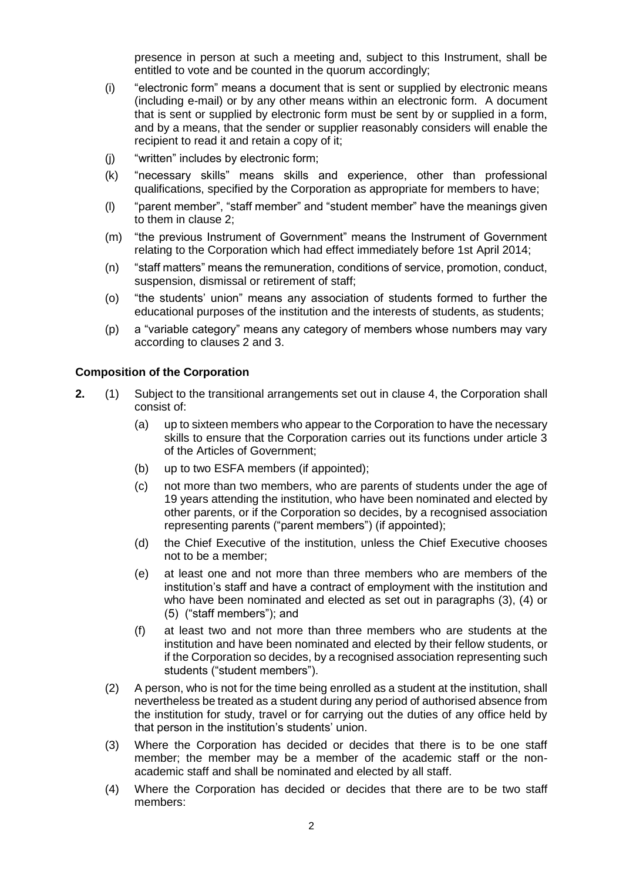presence in person at such a meeting and, subject to this Instrument, shall be entitled to vote and be counted in the quorum accordingly;

(i) "electronic form" means a document that is sent or supplied by electronic means (including e-mail) or by any other means within an electronic form. A document that is sent or supplied by electronic form must be sent by or supplied in a form, and by a means, that the sender or supplier reasonably considers will enable the recipient to read it and retain a copy of it;

(j) "written" includes by electronic form;

(k) "necessary skills" means skills and experience, other than professional qualifications, specified by the Corporation as appropriate for members to have;

(l) "parent member", "staff member" and "student member" have the meanings given to them in clause 2;

(m) "the previous Instrument of Government" means the Instrument of Government relating to the Corporation which had effect immediately before 1st April 2014;

(n) "staff matters" means the remuneration, conditions of service, promotion, conduct, suspension, dismissal or retirement of staff;

(o) "the students' union" means any association of students formed to further the educational purposes of the institution and the interests of students, as students;

(p) a "variable category" means any category of members whose numbers may vary according to clauses 2 and 3.

**Composition of the Corporation**

**2.** (1) Subject to the transitional arrangements set out in clause 4, the Corporation shall consist of:

(a) up to sixteen members who appear to the Corporation to have the necessary skills to ensure that the Corporation carries out its functions under article 3 of the Articles of Government;

(b) up to two ESFA members (if appointed);

(c) not more than two members, who are parents of students under the age of 19 years attending the institution, who have been nominated and elected by other parents, or if the Corporation so decides, by a recognised association representing parents ("parent members") (if appointed);

(d) the Chief Executive of the institution, unless the Chief Executive chooses not to be a member;

(e) at least one and not more than three members who are members of the institution's staff and have a contract of employment with the institution and who have been nominated and elected as set out in paragraphs (3), (4) or (5) ("staff members"); and

(f) at least two and not more than three members who are students at the institution and have been nominated and elected by their fellow students, or if the Corporation so decides, by a recognised association representing such students ("student members").

(2) A person, who is not for the time being enrolled as a student at the institution, shall nevertheless be treated as a student during any period of authorised absence from the institution for study, travel or for carrying out the duties of any office held by that person in the institution's students' union.

(3) Where the Corporation has decided or decides that there is to be one staff member; the member may be a member of the academic staff or the non-academic staff and shall be nominated and elected by all staff.

(4) Where the Corporation has decided or decides that there are to be two staff members: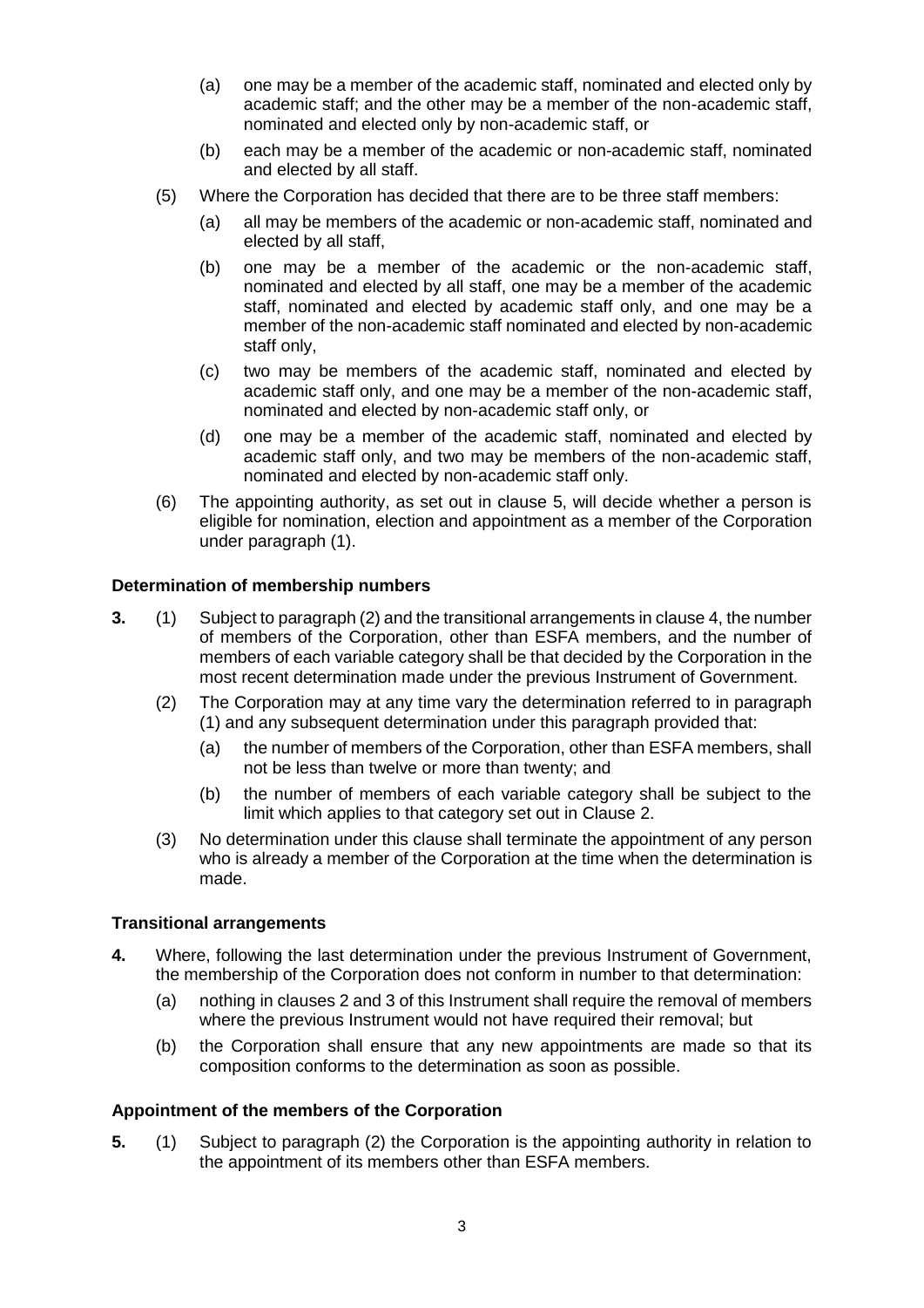(a) one may be a member of the academic staff, nominated and elected only by academic staff; and the other may be a member of the non-academic staff, nominated and elected only by non-academic staff, or

(b) each may be a member of the academic or non-academic staff, nominated and elected by all staff.

(5) Where the Corporation has decided that there are to be three staff members:

(a) all may be members of the academic or non-academic staff, nominated and elected by all staff,

(b) one may be a member of the academic or the non-academic staff, nominated and elected by all staff, one may be a member of the academic staff, nominated and elected by academic staff only, and one may be a member of the non-academic staff nominated and elected by non-academic staff only,

(c) two may be members of the academic staff, nominated and elected by academic staff only, and one may be a member of the non-academic staff, nominated and elected by non-academic staff only, or

(d) one may be a member of the academic staff, nominated and elected by academic staff only, and two may be members of the non-academic staff, nominated and elected by non-academic staff only.

(6) The appointing authority, as set out in clause 5, will decide whether a person is eligible for nomination, election and appointment as a member of the Corporation under paragraph (1).

**Determination of membership numbers**

**3.** (1) Subject to paragraph (2) and the transitional arrangements in clause 4, the number of members of the Corporation, other than ESFA members, and the number of members of each variable category shall be that decided by the Corporation in the most recent determination made under the previous Instrument of Government.

(2) The Corporation may at any time vary the determination referred to in paragraph (1) and any subsequent determination under this paragraph provided that:

(a) the number of members of the Corporation, other than ESFA members, shall not be less than twelve or more than twenty; and

(b) the number of members of each variable category shall be subject to the limit which applies to that category set out in Clause 2.

(3) No determination under this clause shall terminate the appointment of any person who is already a member of the Corporation at the time when the determination is made.

**Transitional arrangements**

**4.** Where, following the last determination under the previous Instrument of Government, the membership of the Corporation does not conform in number to that determination:

(a) nothing in clauses 2 and 3 of this Instrument shall require the removal of members where the previous Instrument would not have required their removal; but

(b) the Corporation shall ensure that any new appointments are made so that its composition conforms to the determination as soon as possible.

**Appointment of the members of the Corporation**

**5.** (1) Subject to paragraph (2) the Corporation is the appointing authority in relation to the appointment of its members other than ESFA members.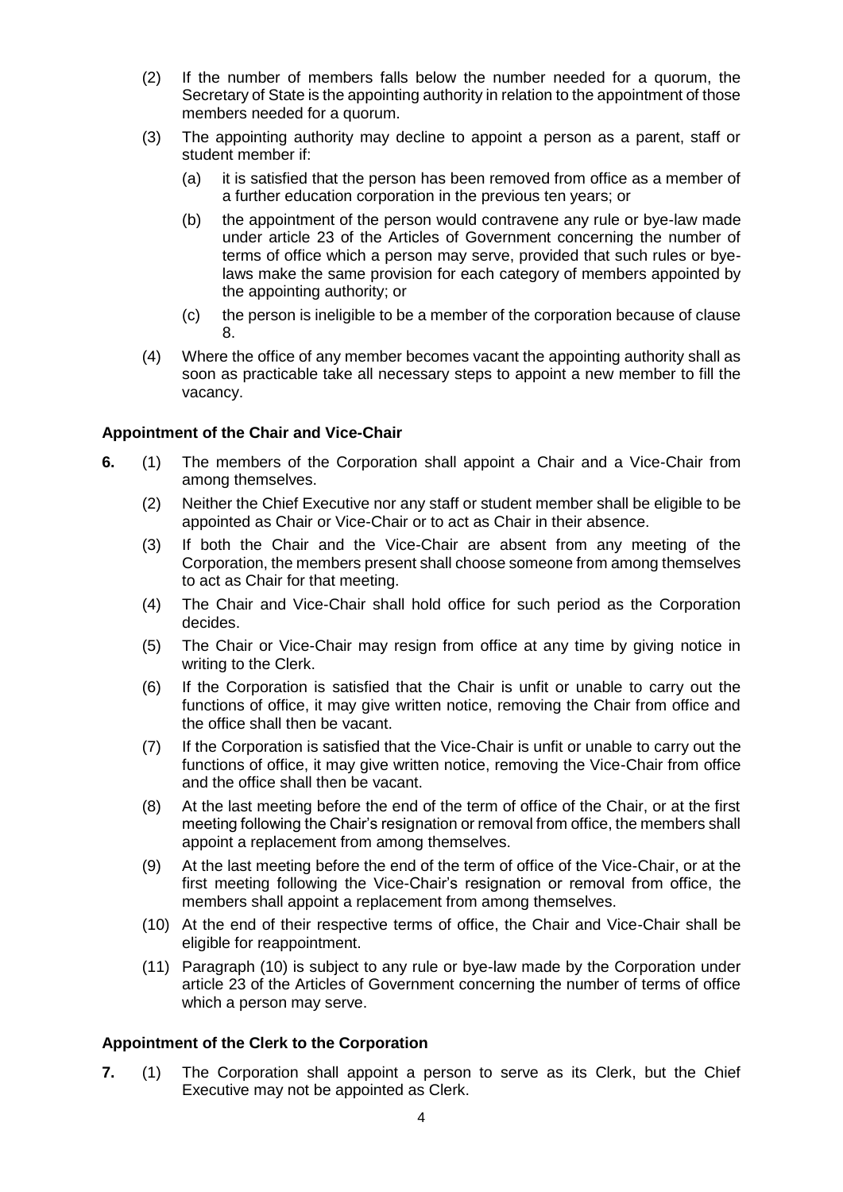(2) If the number of members falls below the number needed for a quorum, the Secretary of State is the appointing authority in relation to the appointment of those members needed for a quorum.

(3) The appointing authority may decline to appoint a person as a parent, staff or student member if:

   (a) it is satisfied that the person has been removed from office as a member of a further education corporation in the previous ten years; or

   (b) the appointment of the person would contravene any rule or bye-law made under article 23 of the Articles of Government concerning the number of terms of office which a person may serve, provided that such rules or bye-laws make the same provision for each category of members appointed by the appointing authority; or

   (c) the person is ineligible to be a member of the corporation because of clause 8.

(4) Where the office of any member becomes vacant the appointing authority shall as soon as practicable take all necessary steps to appoint a new member to fill the vacancy.

### Appointment of the Chair and Vice-Chair

**6.** (1) The members of the Corporation shall appoint a Chair and a Vice-Chair from among themselves.

(2) Neither the Chief Executive nor any staff or student member shall be eligible to be appointed as Chair or Vice-Chair or to act as Chair in their absence.

(3) If both the Chair and the Vice-Chair are absent from any meeting of the Corporation, the members present shall choose someone from among themselves to act as Chair for that meeting.

(4) The Chair and Vice-Chair shall hold office for such period as the Corporation decides.

(5) The Chair or Vice-Chair may resign from office at any time by giving notice in writing to the Clerk.

(6) If the Corporation is satisfied that the Chair is unfit or unable to carry out the functions of office, it may give written notice, removing the Chair from office and the office shall then be vacant.

(7) If the Corporation is satisfied that the Vice-Chair is unfit or unable to carry out the functions of office, it may give written notice, removing the Vice-Chair from office and the office shall then be vacant.

(8) At the last meeting before the end of the term of office of the Chair, or at the first meeting following the Chair's resignation or removal from office, the members shall appoint a replacement from among themselves.

(9) At the last meeting before the end of the term of office of the Vice-Chair, or at the first meeting following the Vice-Chair's resignation or removal from office, the members shall appoint a replacement from among themselves.

(10) At the end of their respective terms of office, the Chair and Vice-Chair shall be eligible for reappointment.

(11) Paragraph (10) is subject to any rule or bye-law made by the Corporation under article 23 of the Articles of Government concerning the number of terms of office which a person may serve.

### Appointment of the Clerk to the Corporation

**7.** (1) The Corporation shall appoint a person to serve as its Clerk, but the Chief Executive may not be appointed as Clerk.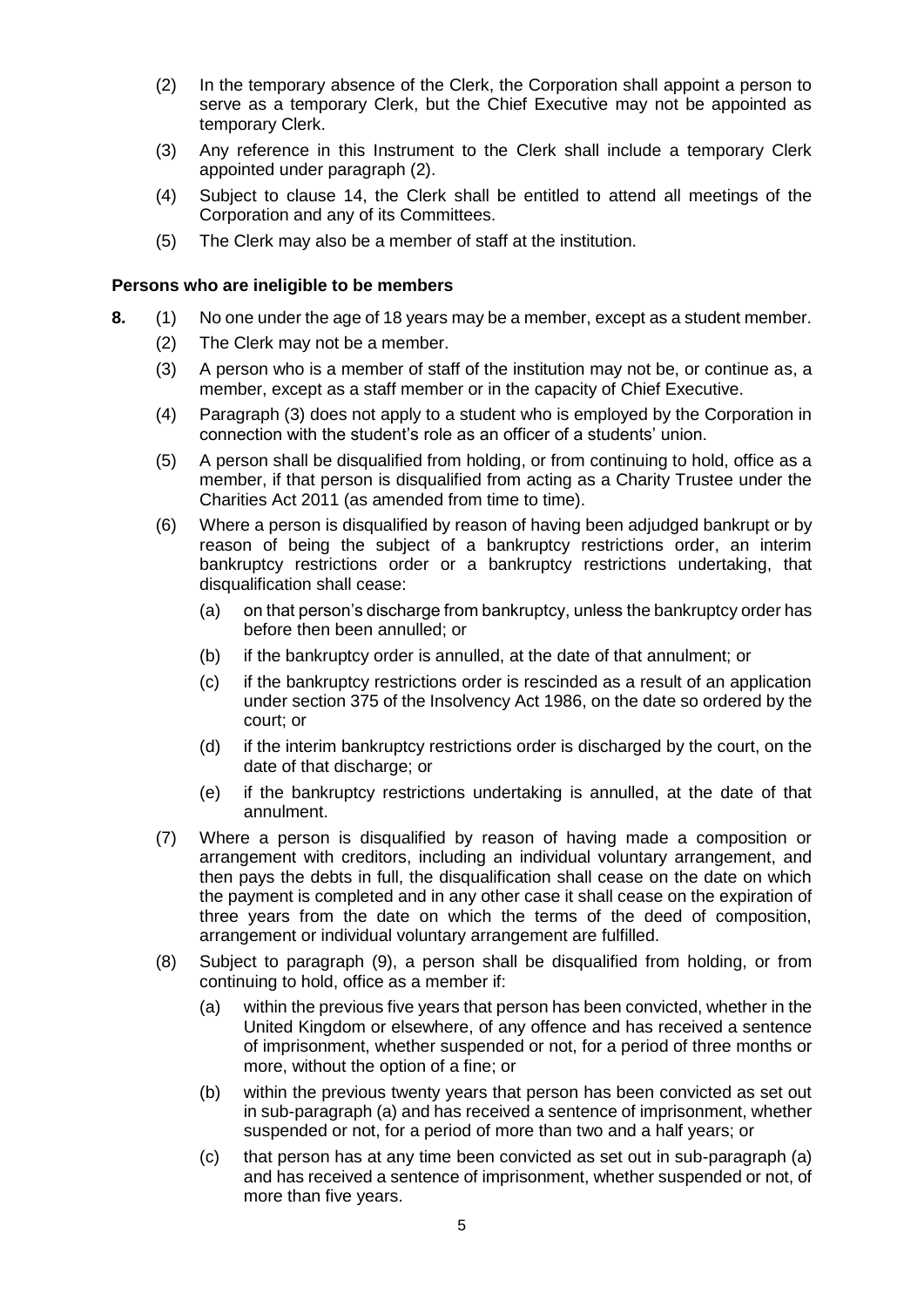(2) In the temporary absence of the Clerk, the Corporation shall appoint a person to serve as a temporary Clerk, but the Chief Executive may not be appointed as temporary Clerk.

(3) Any reference in this Instrument to the Clerk shall include a temporary Clerk appointed under paragraph (2).

(4) Subject to clause 14, the Clerk shall be entitled to attend all meetings of the Corporation and any of its Committees.

(5) The Clerk may also be a member of staff at the institution.

**Persons who are ineligible to be members**

**8.** (1) No one under the age of 18 years may be a member, except as a student member.

(2) The Clerk may not be a member.

(3) A person who is a member of staff of the institution may not be, or continue as, a member, except as a staff member or in the capacity of Chief Executive.

(4) Paragraph (3) does not apply to a student who is employed by the Corporation in connection with the student's role as an officer of a students' union.

(5) A person shall be disqualified from holding, or from continuing to hold, office as a member, if that person is disqualified from acting as a Charity Trustee under the Charities Act 2011 (as amended from time to time).

(6) Where a person is disqualified by reason of having been adjudged bankrupt or by reason of being the subject of a bankruptcy restrictions order, an interim bankruptcy restrictions order or a bankruptcy restrictions undertaking, that disqualification shall cease:

(a) on that person's discharge from bankruptcy, unless the bankruptcy order has before then been annulled; or

(b) if the bankruptcy order is annulled, at the date of that annulment; or

(c) if the bankruptcy restrictions order is rescinded as a result of an application under section 375 of the Insolvency Act 1986, on the date so ordered by the court; or

(d) if the interim bankruptcy restrictions order is discharged by the court, on the date of that discharge; or

(e) if the bankruptcy restrictions undertaking is annulled, at the date of that annulment.

(7) Where a person is disqualified by reason of having made a composition or arrangement with creditors, including an individual voluntary arrangement, and then pays the debts in full, the disqualification shall cease on the date on which the payment is completed and in any other case it shall cease on the expiration of three years from the date on which the terms of the deed of composition, arrangement or individual voluntary arrangement are fulfilled.

(8) Subject to paragraph (9), a person shall be disqualified from holding, or from continuing to hold, office as a member if:

(a) within the previous five years that person has been convicted, whether in the United Kingdom or elsewhere, of any offence and has received a sentence of imprisonment, whether suspended or not, for a period of three months or more, without the option of a fine; or

(b) within the previous twenty years that person has been convicted as set out in sub-paragraph (a) and has received a sentence of imprisonment, whether suspended or not, for a period of more than two and a half years; or

(c) that person has at any time been convicted as set out in sub-paragraph (a) and has received a sentence of imprisonment, whether suspended or not, of more than five years.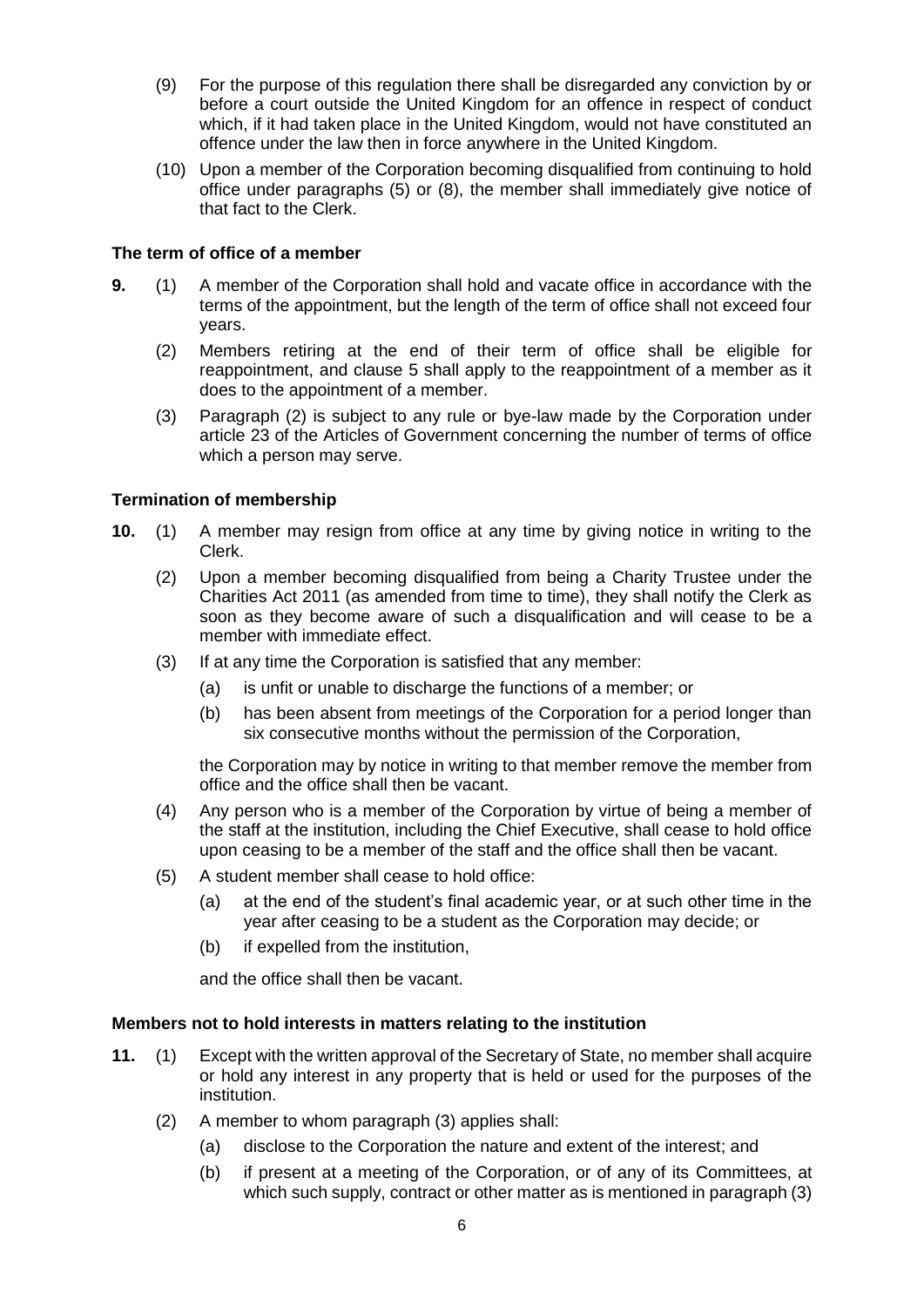(9) For the purpose of this regulation there shall be disregarded any conviction by or before a court outside the United Kingdom for an offence in respect of conduct which, if it had taken place in the United Kingdom, would not have constituted an offence under the law then in force anywhere in the United Kingdom.

(10) Upon a member of the Corporation becoming disqualified from continuing to hold office under paragraphs (5) or (8), the member shall immediately give notice of that fact to the Clerk.

### The term of office of a member

**9.** (1) A member of the Corporation shall hold and vacate office in accordance with the terms of the appointment, but the length of the term of office shall not exceed four years.

(2) Members retiring at the end of their term of office shall be eligible for reappointment, and clause 5 shall apply to the reappointment of a member as it does to the appointment of a member.

(3) Paragraph (2) is subject to any rule or bye-law made by the Corporation under article 23 of the Articles of Government concerning the number of terms of office which a person may serve.

### Termination of membership

**10.** (1) A member may resign from office at any time by giving notice in writing to the Clerk.

(2) Upon a member becoming disqualified from being a Charity Trustee under the Charities Act 2011 (as amended from time to time), they shall notify the Clerk as soon as they become aware of such a disqualification and will cease to be a member with immediate effect.

(3) If at any time the Corporation is satisfied that any member:

(a) is unfit or unable to discharge the functions of a member; or

(b) has been absent from meetings of the Corporation for a period longer than six consecutive months without the permission of the Corporation,

the Corporation may by notice in writing to that member remove the member from office and the office shall then be vacant.

(4) Any person who is a member of the Corporation by virtue of being a member of the staff at the institution, including the Chief Executive, shall cease to hold office upon ceasing to be a member of the staff and the office shall then be vacant.

(5) A student member shall cease to hold office:

(a) at the end of the student's final academic year, or at such other time in the year after ceasing to be a student as the Corporation may decide; or

(b) if expelled from the institution,

and the office shall then be vacant.

### Members not to hold interests in matters relating to the institution

**11.** (1) Except with the written approval of the Secretary of State, no member shall acquire or hold any interest in any property that is held or used for the purposes of the institution.

(2) A member to whom paragraph (3) applies shall:

(a) disclose to the Corporation the nature and extent of the interest; and

(b) if present at a meeting of the Corporation, or of any of its Committees, at which such supply, contract or other matter as is mentioned in paragraph (3)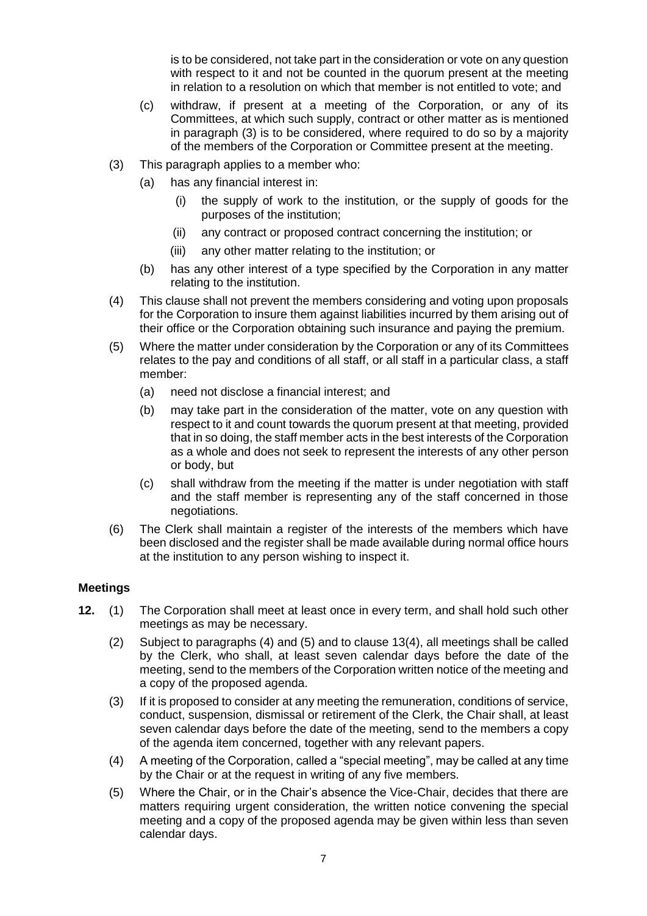is to be considered, not take part in the consideration or vote on any question with respect to it and not be counted in the quorum present at the meeting in relation to a resolution on which that member is not entitled to vote; and

(c) withdraw, if present at a meeting of the Corporation, or any of its Committees, at which such supply, contract or other matter as is mentioned in paragraph (3) is to be considered, where required to do so by a majority of the members of the Corporation or Committee present at the meeting.

(3) This paragraph applies to a member who:

(a) has any financial interest in:

(i) the supply of work to the institution, or the supply of goods for the purposes of the institution;

(ii) any contract or proposed contract concerning the institution; or

(iii) any other matter relating to the institution; or

(b) has any other interest of a type specified by the Corporation in any matter relating to the institution.

(4) This clause shall not prevent the members considering and voting upon proposals for the Corporation to insure them against liabilities incurred by them arising out of their office or the Corporation obtaining such insurance and paying the premium.

(5) Where the matter under consideration by the Corporation or any of its Committees relates to the pay and conditions of all staff, or all staff in a particular class, a staff member:

(a) need not disclose a financial interest; and

(b) may take part in the consideration of the matter, vote on any question with respect to it and count towards the quorum present at that meeting, provided that in so doing, the staff member acts in the best interests of the Corporation as a whole and does not seek to represent the interests of any other person or body, but

(c) shall withdraw from the meeting if the matter is under negotiation with staff and the staff member is representing any of the staff concerned in those negotiations.

(6) The Clerk shall maintain a register of the interests of the members which have been disclosed and the register shall be made available during normal office hours at the institution to any person wishing to inspect it.

### Meetings

**12.** (1) The Corporation shall meet at least once in every term, and shall hold such other meetings as may be necessary.

(2) Subject to paragraphs (4) and (5) and to clause 13(4), all meetings shall be called by the Clerk, who shall, at least seven calendar days before the date of the meeting, send to the members of the Corporation written notice of the meeting and a copy of the proposed agenda.

(3) If it is proposed to consider at any meeting the remuneration, conditions of service, conduct, suspension, dismissal or retirement of the Clerk, the Chair shall, at least seven calendar days before the date of the meeting, send to the members a copy of the agenda item concerned, together with any relevant papers.

(4) A meeting of the Corporation, called a "special meeting", may be called at any time by the Chair or at the request in writing of any five members.

(5) Where the Chair, or in the Chair's absence the Vice-Chair, decides that there are matters requiring urgent consideration, the written notice convening the special meeting and a copy of the proposed agenda may be given within less than seven calendar days.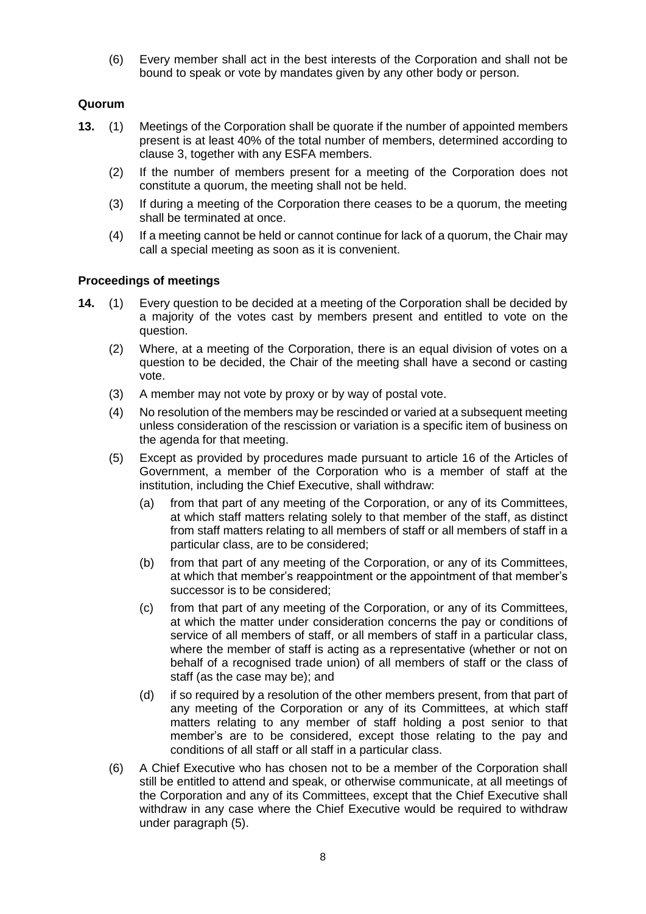(6) Every member shall act in the best interests of the Corporation and shall not be bound to speak or vote by mandates given by any other body or person.

### Quorum

**13.** (1) Meetings of the Corporation shall be quorate if the number of appointed members present is at least 40% of the total number of members, determined according to clause 3, together with any ESFA members.

(2) If the number of members present for a meeting of the Corporation does not constitute a quorum, the meeting shall not be held.

(3) If during a meeting of the Corporation there ceases to be a quorum, the meeting shall be terminated at once.

(4) If a meeting cannot be held or cannot continue for lack of a quorum, the Chair may call a special meeting as soon as it is convenient.

### Proceedings of meetings

**14.** (1) Every question to be decided at a meeting of the Corporation shall be decided by a majority of the votes cast by members present and entitled to vote on the question.

(2) Where, at a meeting of the Corporation, there is an equal division of votes on a question to be decided, the Chair of the meeting shall have a second or casting vote.

(3) A member may not vote by proxy or by way of postal vote.

(4) No resolution of the members may be rescinded or varied at a subsequent meeting unless consideration of the rescission or variation is a specific item of business on the agenda for that meeting.

(5) Except as provided by procedures made pursuant to article 16 of the Articles of Government, a member of the Corporation who is a member of staff at the institution, including the Chief Executive, shall withdraw:

(a) from that part of any meeting of the Corporation, or any of its Committees, at which staff matters relating solely to that member of the staff, as distinct from staff matters relating to all members of staff or all members of staff in a particular class, are to be considered;

(b) from that part of any meeting of the Corporation, or any of its Committees, at which that member's reappointment or the appointment of that member's successor is to be considered;

(c) from that part of any meeting of the Corporation, or any of its Committees, at which the matter under consideration concerns the pay or conditions of service of all members of staff, or all members of staff in a particular class, where the member of staff is acting as a representative (whether or not on behalf of a recognised trade union) of all members of staff or the class of staff (as the case may be); and

(d) if so required by a resolution of the other members present, from that part of any meeting of the Corporation or any of its Committees, at which staff matters relating to any member of staff holding a post senior to that member's are to be considered, except those relating to the pay and conditions of all staff or all staff in a particular class.

(6) A Chief Executive who has chosen not to be a member of the Corporation shall still be entitled to attend and speak, or otherwise communicate, at all meetings of the Corporation and any of its Committees, except that the Chief Executive shall withdraw in any case where the Chief Executive would be required to withdraw under paragraph (5).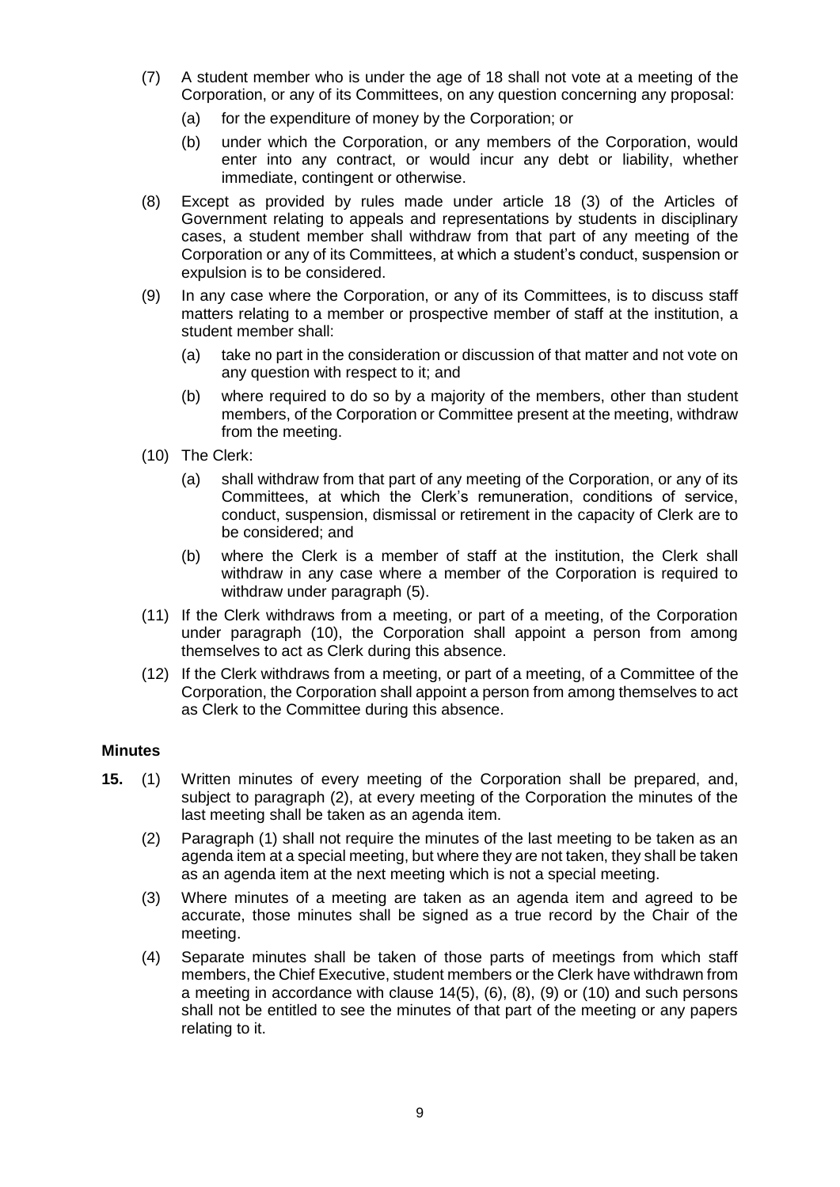(7) A student member who is under the age of 18 shall not vote at a meeting of the Corporation, or any of its Committees, on any question concerning any proposal:

   (a) for the expenditure of money by the Corporation; or

   (b) under which the Corporation, or any members of the Corporation, would enter into any contract, or would incur any debt or liability, whether immediate, contingent or otherwise.

(8) Except as provided by rules made under article 18 (3) of the Articles of Government relating to appeals and representations by students in disciplinary cases, a student member shall withdraw from that part of any meeting of the Corporation or any of its Committees, at which a student's conduct, suspension or expulsion is to be considered.

(9) In any case where the Corporation, or any of its Committees, is to discuss staff matters relating to a member or prospective member of staff at the institution, a student member shall:

   (a) take no part in the consideration or discussion of that matter and not vote on any question with respect to it; and

   (b) where required to do so by a majority of the members, other than student members, of the Corporation or Committee present at the meeting, withdraw from the meeting.

(10) The Clerk:

   (a) shall withdraw from that part of any meeting of the Corporation, or any of its Committees, at which the Clerk's remuneration, conditions of service, conduct, suspension, dismissal or retirement in the capacity of Clerk are to be considered; and

   (b) where the Clerk is a member of staff at the institution, the Clerk shall withdraw in any case where a member of the Corporation is required to withdraw under paragraph (5).

(11) If the Clerk withdraws from a meeting, or part of a meeting, of the Corporation under paragraph (10), the Corporation shall appoint a person from among themselves to act as Clerk during this absence.

(12) If the Clerk withdraws from a meeting, or part of a meeting, of a Committee of the Corporation, the Corporation shall appoint a person from among themselves to act as Clerk to the Committee during this absence.

**Minutes**

**15.** (1) Written minutes of every meeting of the Corporation shall be prepared, and, subject to paragraph (2), at every meeting of the Corporation the minutes of the last meeting shall be taken as an agenda item.

(2) Paragraph (1) shall not require the minutes of the last meeting to be taken as an agenda item at a special meeting, but where they are not taken, they shall be taken as an agenda item at the next meeting which is not a special meeting.

(3) Where minutes of a meeting are taken as an agenda item and agreed to be accurate, those minutes shall be signed as a true record by the Chair of the meeting.

(4) Separate minutes shall be taken of those parts of meetings from which staff members, the Chief Executive, student members or the Clerk have withdrawn from a meeting in accordance with clause 14(5), (6), (8), (9) or (10) and such persons shall not be entitled to see the minutes of that part of the meeting or any papers relating to it.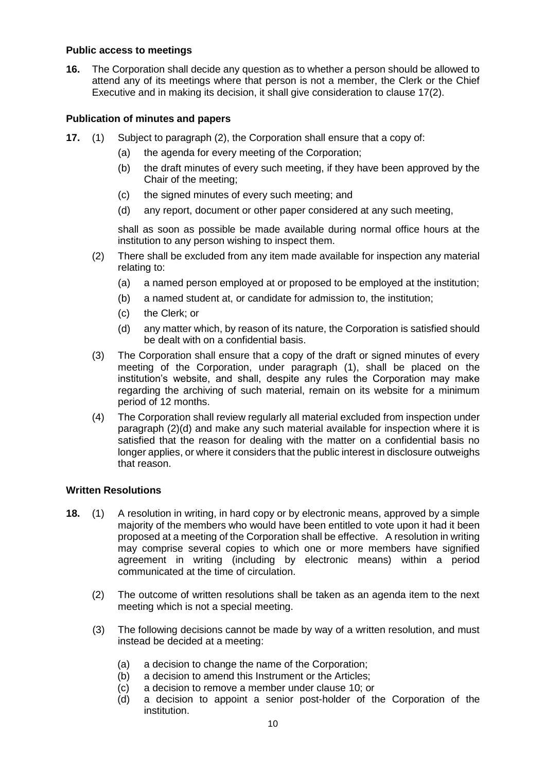### Public access to meetings

**16.** The Corporation shall decide any question as to whether a person should be allowed to attend any of its meetings where that person is not a member, the Clerk or the Chief Executive and in making its decision, it shall give consideration to clause 17(2).

### Publication of minutes and papers

**17.** (1) Subject to paragraph (2), the Corporation shall ensure that a copy of:

(a) the agenda for every meeting of the Corporation;

(b) the draft minutes of every such meeting, if they have been approved by the Chair of the meeting;

(c) the signed minutes of every such meeting; and

(d) any report, document or other paper considered at any such meeting,

shall as soon as possible be made available during normal office hours at the institution to any person wishing to inspect them.

(2) There shall be excluded from any item made available for inspection any material relating to:

(a) a named person employed at or proposed to be employed at the institution;

(b) a named student at, or candidate for admission to, the institution;

(c) the Clerk; or

(d) any matter which, by reason of its nature, the Corporation is satisfied should be dealt with on a confidential basis.

(3) The Corporation shall ensure that a copy of the draft or signed minutes of every meeting of the Corporation, under paragraph (1), shall be placed on the institution's website, and shall, despite any rules the Corporation may make regarding the archiving of such material, remain on its website for a minimum period of 12 months.

(4) The Corporation shall review regularly all material excluded from inspection under paragraph (2)(d) and make any such material available for inspection where it is satisfied that the reason for dealing with the matter on a confidential basis no longer applies, or where it considers that the public interest in disclosure outweighs that reason.

### Written Resolutions

**18.** (1) A resolution in writing, in hard copy or by electronic means, approved by a simple majority of the members who would have been entitled to vote upon it had it been proposed at a meeting of the Corporation shall be effective. A resolution in writing may comprise several copies to which one or more members have signified agreement in writing (including by electronic means) within a period communicated at the time of circulation.

(2) The outcome of written resolutions shall be taken as an agenda item to the next meeting which is not a special meeting.

(3) The following decisions cannot be made by way of a written resolution, and must instead be decided at a meeting:

(a) a decision to change the name of the Corporation;

(b) a decision to amend this Instrument or the Articles;

(c) a decision to remove a member under clause 10; or

(d) a decision to appoint a senior post-holder of the Corporation of the institution.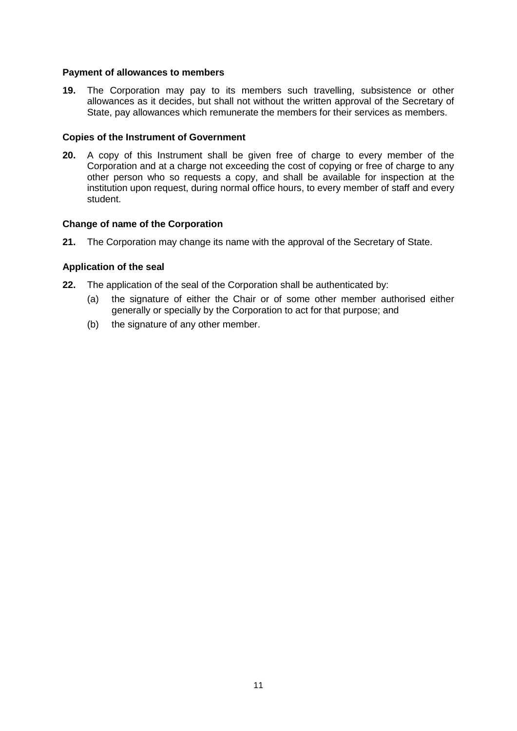### Payment of allowances to members

**19.** The Corporation may pay to its members such travelling, subsistence or other allowances as it decides, but shall not without the written approval of the Secretary of State, pay allowances which remunerate the members for their services as members.

### Copies of the Instrument of Government

**20.** A copy of this Instrument shall be given free of charge to every member of the Corporation and at a charge not exceeding the cost of copying or free of charge to any other person who so requests a copy, and shall be available for inspection at the institution upon request, during normal office hours, to every member of staff and every student.

### Change of name of the Corporation

**21.** The Corporation may change its name with the approval of the Secretary of State.

### Application of the seal

**22.** The application of the seal of the Corporation shall be authenticated by:

(a) the signature of either the Chair or of some other member authorised either generally or specially by the Corporation to act for that purpose; and

(b) the signature of any other member.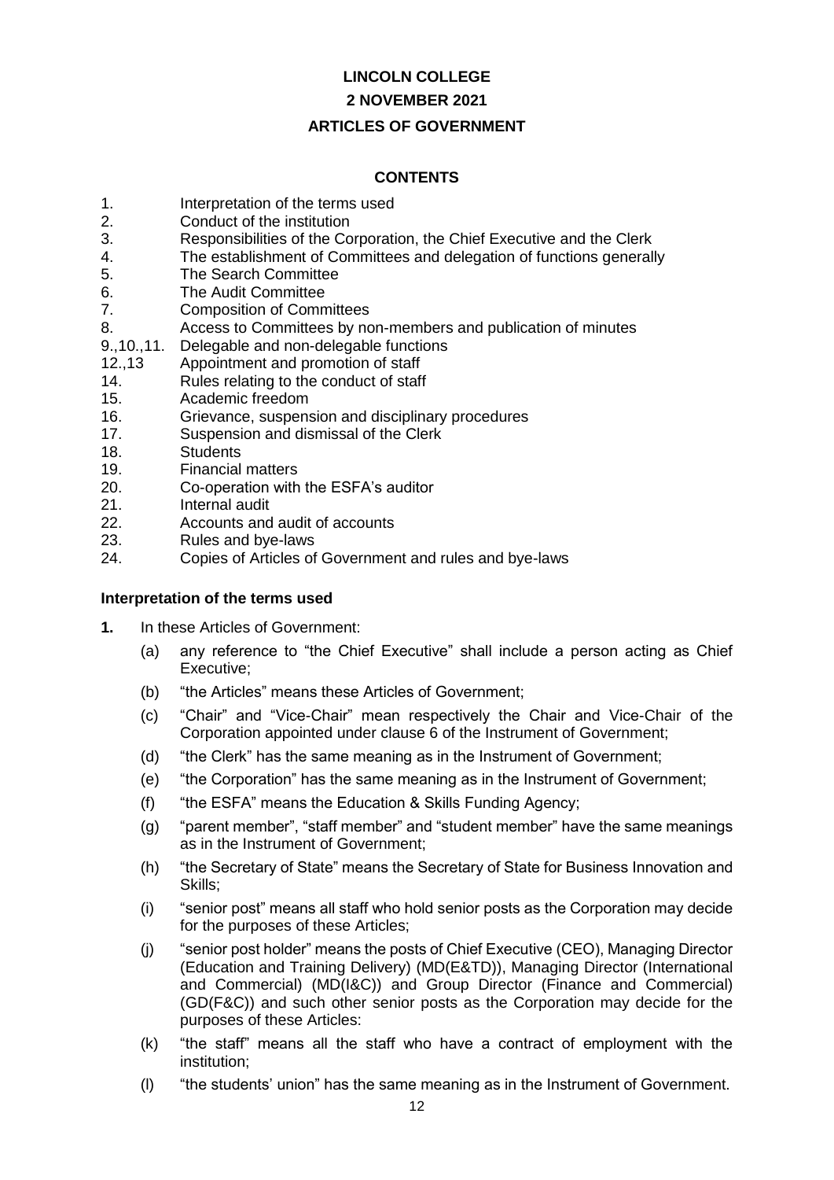**LINCOLN COLLEGE**

**2 NOVEMBER 2021**

**ARTICLES OF GOVERNMENT**

**CONTENTS**

1. Interpretation of the terms used
2. Conduct of the institution
3. Responsibilities of the Corporation, the Chief Executive and the Clerk
4. The establishment of Committees and delegation of functions generally
5. The Search Committee
6. The Audit Committee
7. Composition of Committees
8. Access to Committees by non-members and publication of minutes

9.,10.,11. Delegable and non-delegable functions

12.,13 Appointment and promotion of staff

14. Rules relating to the conduct of staff
15. Academic freedom
16. Grievance, suspension and disciplinary procedures
17. Suspension and dismissal of the Clerk
18. Students
19. Financial matters
20. Co-operation with the ESFA's auditor
21. Internal audit
22. Accounts and audit of accounts
23. Rules and bye-laws
24. Copies of Articles of Government and rules and bye-laws

**Interpretation of the terms used**

**1.** In these Articles of Government:

(a) any reference to "the Chief Executive" shall include a person acting as Chief Executive;

(b) "the Articles" means these Articles of Government;

(c) "Chair" and "Vice-Chair" mean respectively the Chair and Vice-Chair of the Corporation appointed under clause 6 of the Instrument of Government;

(d) "the Clerk" has the same meaning as in the Instrument of Government;

(e) "the Corporation" has the same meaning as in the Instrument of Government;

(f) "the ESFA" means the Education & Skills Funding Agency;

(g) "parent member", "staff member" and "student member" have the same meanings as in the Instrument of Government;

(h) "the Secretary of State" means the Secretary of State for Business Innovation and Skills;

(i) "senior post" means all staff who hold senior posts as the Corporation may decide for the purposes of these Articles;

(j) "senior post holder" means the posts of Chief Executive (CEO), Managing Director (Education and Training Delivery) (MD(E&TD)), Managing Director (International and Commercial) (MD(I&C)) and Group Director (Finance and Commercial) (GD(F&C)) and such other senior posts as the Corporation may decide for the purposes of these Articles:

(k) "the staff" means all the staff who have a contract of employment with the institution;

(l) "the students' union" has the same meaning as in the Instrument of Government.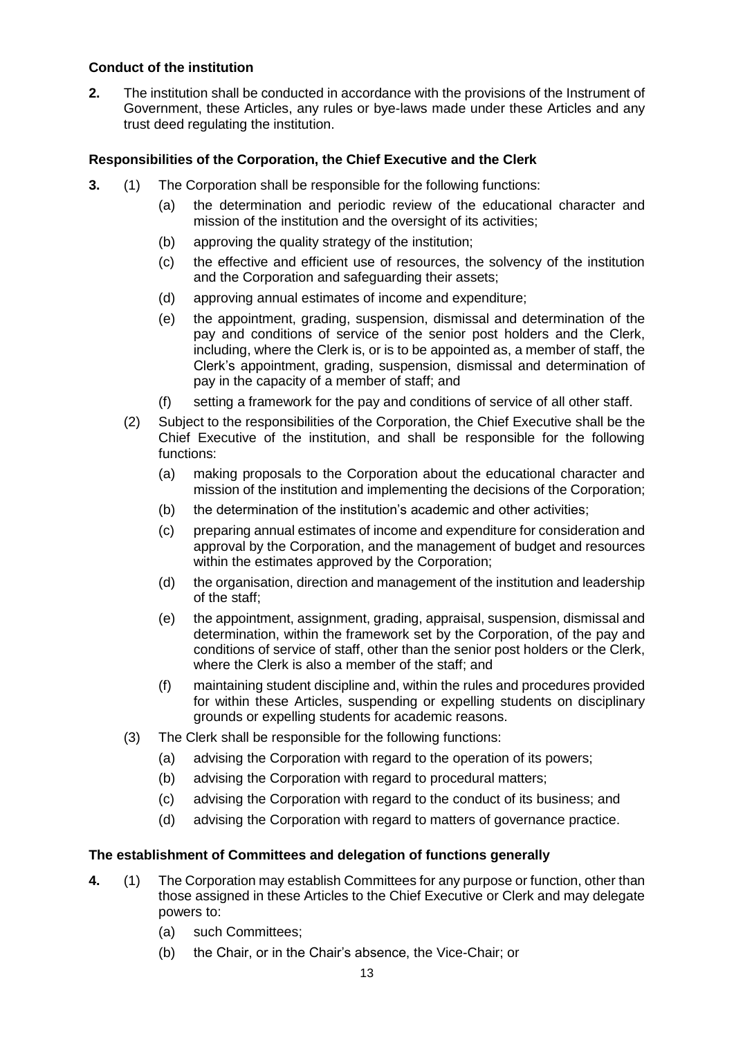**Conduct of the institution**

**2.** The institution shall be conducted in accordance with the provisions of the Instrument of Government, these Articles, any rules or bye-laws made under these Articles and any trust deed regulating the institution.

**Responsibilities of the Corporation, the Chief Executive and the Clerk**

**3.** (1) The Corporation shall be responsible for the following functions:

(a) the determination and periodic review of the educational character and mission of the institution and the oversight of its activities;

(b) approving the quality strategy of the institution;

(c) the effective and efficient use of resources, the solvency of the institution and the Corporation and safeguarding their assets;

(d) approving annual estimates of income and expenditure;

(e) the appointment, grading, suspension, dismissal and determination of the pay and conditions of service of the senior post holders and the Clerk, including, where the Clerk is, or is to be appointed as, a member of staff, the Clerk's appointment, grading, suspension, dismissal and determination of pay in the capacity of a member of staff; and

(f) setting a framework for the pay and conditions of service of all other staff.

(2) Subject to the responsibilities of the Corporation, the Chief Executive shall be the Chief Executive of the institution, and shall be responsible for the following functions:

(a) making proposals to the Corporation about the educational character and mission of the institution and implementing the decisions of the Corporation;

(b) the determination of the institution's academic and other activities;

(c) preparing annual estimates of income and expenditure for consideration and approval by the Corporation, and the management of budget and resources within the estimates approved by the Corporation;

(d) the organisation, direction and management of the institution and leadership of the staff;

(e) the appointment, assignment, grading, appraisal, suspension, dismissal and determination, within the framework set by the Corporation, of the pay and conditions of service of staff, other than the senior post holders or the Clerk, where the Clerk is also a member of the staff; and

(f) maintaining student discipline and, within the rules and procedures provided for within these Articles, suspending or expelling students on disciplinary grounds or expelling students for academic reasons.

(3) The Clerk shall be responsible for the following functions:

(a) advising the Corporation with regard to the operation of its powers;

(b) advising the Corporation with regard to procedural matters;

(c) advising the Corporation with regard to the conduct of its business; and

(d) advising the Corporation with regard to matters of governance practice.

**The establishment of Committees and delegation of functions generally**

**4.** (1) The Corporation may establish Committees for any purpose or function, other than those assigned in these Articles to the Chief Executive or Clerk and may delegate powers to:

(a) such Committees;

(b) the Chair, or in the Chair's absence, the Vice-Chair; or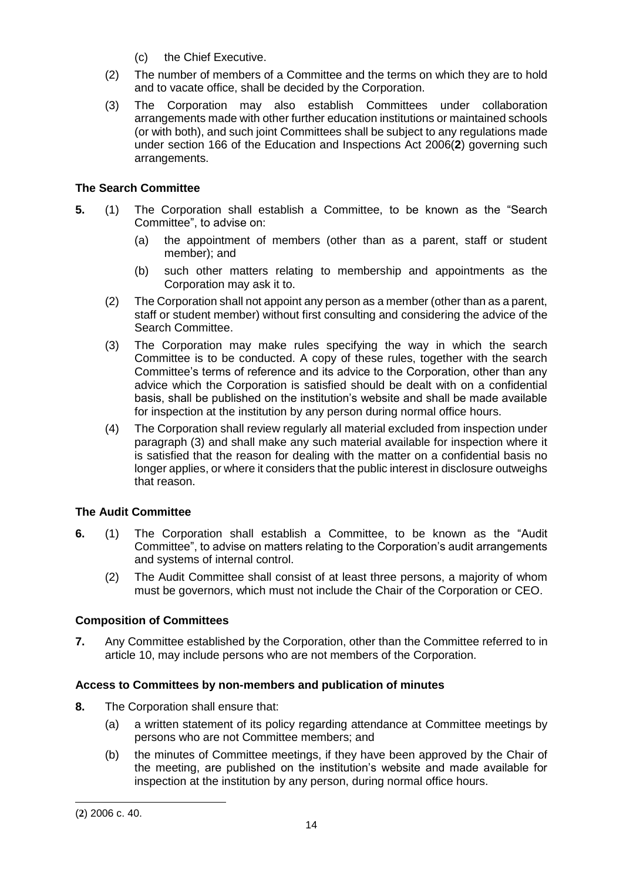(c) the Chief Executive.

(2) The number of members of a Committee and the terms on which they are to hold and to vacate office, shall be decided by the Corporation.

(3) The Corporation may also establish Committees under collaboration arrangements made with other further education institutions or maintained schools (or with both), and such joint Committees shall be subject to any regulations made under section 166 of the Education and Inspections Act 2006(**2**) governing such arrangements.

### The Search Committee

**5.** (1) The Corporation shall establish a Committee, to be known as the "Search Committee", to advise on:

(a) the appointment of members (other than as a parent, staff or student member); and

(b) such other matters relating to membership and appointments as the Corporation may ask it to.

(2) The Corporation shall not appoint any person as a member (other than as a parent, staff or student member) without first consulting and considering the advice of the Search Committee.

(3) The Corporation may make rules specifying the way in which the search Committee is to be conducted. A copy of these rules, together with the search Committee's terms of reference and its advice to the Corporation, other than any advice which the Corporation is satisfied should be dealt with on a confidential basis, shall be published on the institution's website and shall be made available for inspection at the institution by any person during normal office hours.

(4) The Corporation shall review regularly all material excluded from inspection under paragraph (3) and shall make any such material available for inspection where it is satisfied that the reason for dealing with the matter on a confidential basis no longer applies, or where it considers that the public interest in disclosure outweighs that reason.

### The Audit Committee

**6.** (1) The Corporation shall establish a Committee, to be known as the "Audit Committee", to advise on matters relating to the Corporation's audit arrangements and systems of internal control.

(2) The Audit Committee shall consist of at least three persons, a majority of whom must be governors, which must not include the Chair of the Corporation or CEO.

### Composition of Committees

**7.** Any Committee established by the Corporation, other than the Committee referred to in article 10, may include persons who are not members of the Corporation.

### Access to Committees by non-members and publication of minutes

**8.** The Corporation shall ensure that:

(a) a written statement of its policy regarding attendance at Committee meetings by persons who are not Committee members; and

(b) the minutes of Committee meetings, if they have been approved by the Chair of the meeting, are published on the institution's website and made available for inspection at the institution by any person, during normal office hours.

---

(2) 2006 c. 40.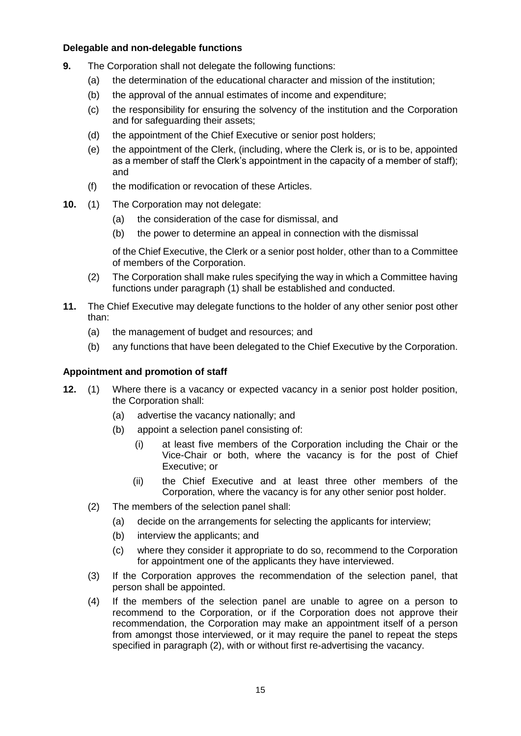**Delegable and non-delegable functions**

**9.** The Corporation shall not delegate the following functions:

- (a) the determination of the educational character and mission of the institution;
- (b) the approval of the annual estimates of income and expenditure;
- (c) the responsibility for ensuring the solvency of the institution and the Corporation and for safeguarding their assets;
- (d) the appointment of the Chief Executive or senior post holders;
- (e) the appointment of the Clerk, (including, where the Clerk is, or is to be, appointed as a member of staff the Clerk's appointment in the capacity of a member of staff); and
- (f) the modification or revocation of these Articles.

**10.** (1) The Corporation may not delegate:

- (a) the consideration of the case for dismissal, and
- (b) the power to determine an appeal in connection with the dismissal

of the Chief Executive, the Clerk or a senior post holder, other than to a Committee of members of the Corporation.

(2) The Corporation shall make rules specifying the way in which a Committee having functions under paragraph (1) shall be established and conducted.

**11.** The Chief Executive may delegate functions to the holder of any other senior post other than:

- (a) the management of budget and resources; and
- (b) any functions that have been delegated to the Chief Executive by the Corporation.

**Appointment and promotion of staff**

**12.** (1) Where there is a vacancy or expected vacancy in a senior post holder position, the Corporation shall:

- (a) advertise the vacancy nationally; and
- (b) appoint a selection panel consisting of:
  - (i) at least five members of the Corporation including the Chair or the Vice-Chair or both, where the vacancy is for the post of Chief Executive; or
  - (ii) the Chief Executive and at least three other members of the Corporation, where the vacancy is for any other senior post holder.

(2) The members of the selection panel shall:

- (a) decide on the arrangements for selecting the applicants for interview;
- (b) interview the applicants; and
- (c) where they consider it appropriate to do so, recommend to the Corporation for appointment one of the applicants they have interviewed.

(3) If the Corporation approves the recommendation of the selection panel, that person shall be appointed.

(4) If the members of the selection panel are unable to agree on a person to recommend to the Corporation, or if the Corporation does not approve their recommendation, the Corporation may make an appointment itself of a person from amongst those interviewed, or it may require the panel to repeat the steps specified in paragraph (2), with or without first re-advertising the vacancy.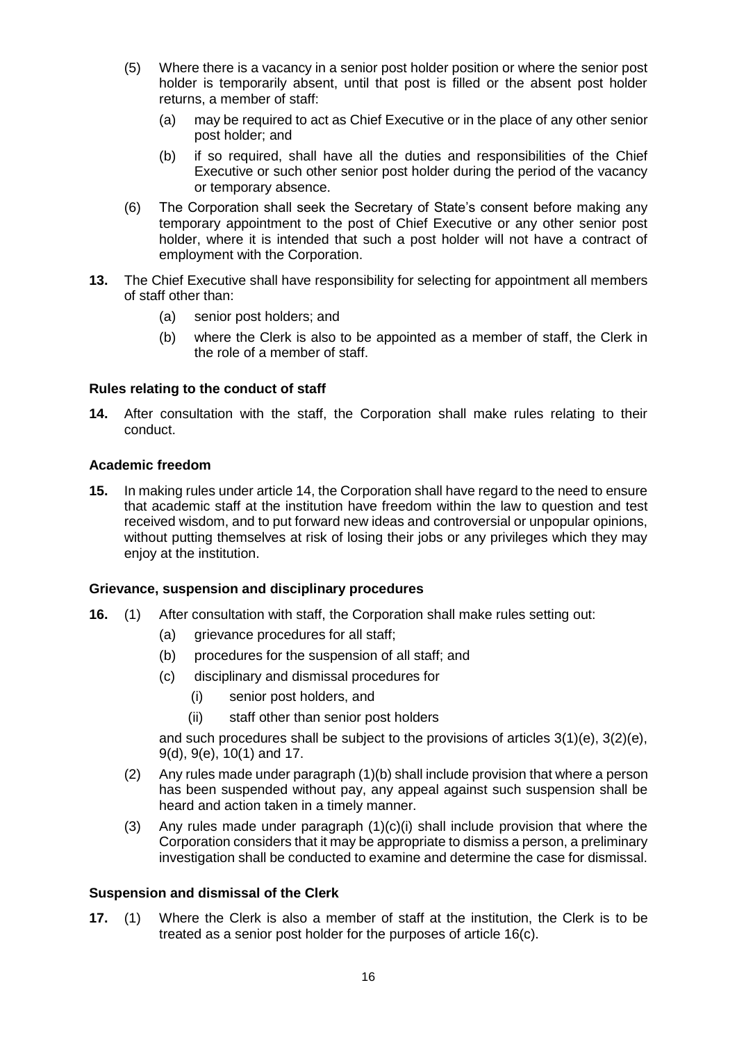(5) Where there is a vacancy in a senior post holder position or where the senior post holder is temporarily absent, until that post is filled or the absent post holder returns, a member of staff:

   (a) may be required to act as Chief Executive or in the place of any other senior post holder; and

   (b) if so required, shall have all the duties and responsibilities of the Chief Executive or such other senior post holder during the period of the vacancy or temporary absence.

(6) The Corporation shall seek the Secretary of State's consent before making any temporary appointment to the post of Chief Executive or any other senior post holder, where it is intended that such a post holder will not have a contract of employment with the Corporation.

**13.** The Chief Executive shall have responsibility for selecting for appointment all members of staff other than:

   (a) senior post holders; and

   (b) where the Clerk is also to be appointed as a member of staff, the Clerk in the role of a member of staff.

### Rules relating to the conduct of staff

**14.** After consultation with the staff, the Corporation shall make rules relating to their conduct.

### Academic freedom

**15.** In making rules under article 14, the Corporation shall have regard to the need to ensure that academic staff at the institution have freedom within the law to question and test received wisdom, and to put forward new ideas and controversial or unpopular opinions, without putting themselves at risk of losing their jobs or any privileges which they may enjoy at the institution.

### Grievance, suspension and disciplinary procedures

**16.** (1) After consultation with staff, the Corporation shall make rules setting out:

   (a) grievance procedures for all staff;

   (b) procedures for the suspension of all staff; and

   (c) disciplinary and dismissal procedures for

      (i) senior post holders, and

      (ii) staff other than senior post holders

   and such procedures shall be subject to the provisions of articles 3(1)(e), 3(2)(e), 9(d), 9(e), 10(1) and 17.

(2) Any rules made under paragraph (1)(b) shall include provision that where a person has been suspended without pay, any appeal against such suspension shall be heard and action taken in a timely manner.

(3) Any rules made under paragraph (1)(c)(i) shall include provision that where the Corporation considers that it may be appropriate to dismiss a person, a preliminary investigation shall be conducted to examine and determine the case for dismissal.

### Suspension and dismissal of the Clerk

**17.** (1) Where the Clerk is also a member of staff at the institution, the Clerk is to be treated as a senior post holder for the purposes of article 16(c).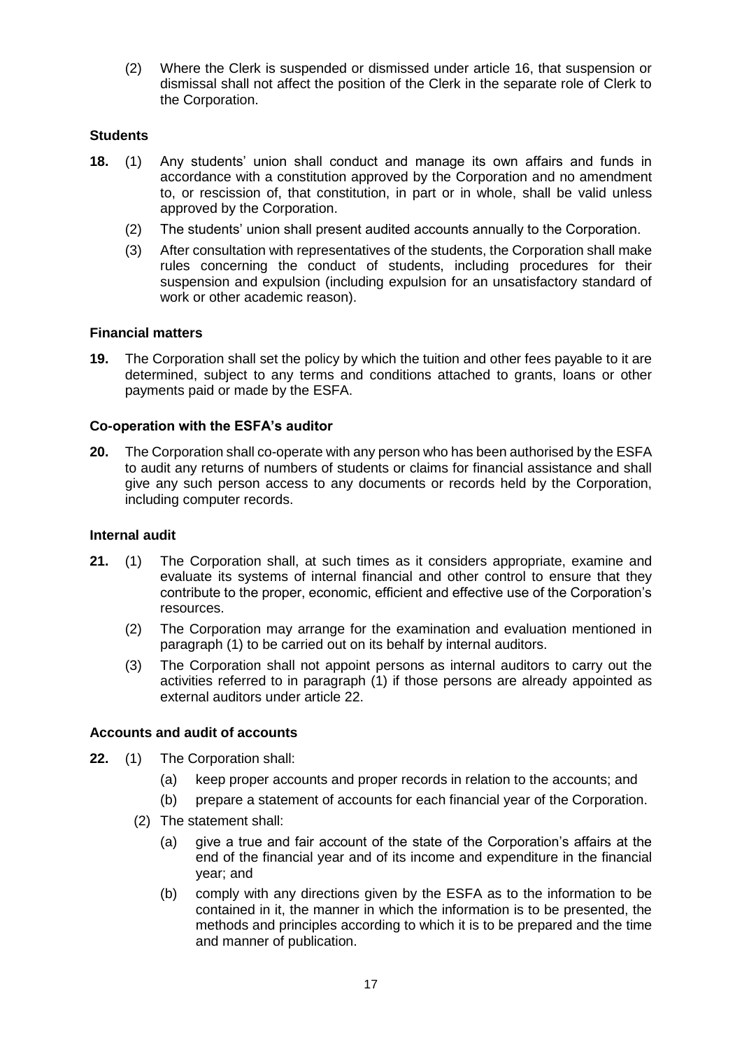(2) Where the Clerk is suspended or dismissed under article 16, that suspension or dismissal shall not affect the position of the Clerk in the separate role of Clerk to the Corporation.

### Students

**18.** (1) Any students' union shall conduct and manage its own affairs and funds in accordance with a constitution approved by the Corporation and no amendment to, or rescission of, that constitution, in part or in whole, shall be valid unless approved by the Corporation.

(2) The students' union shall present audited accounts annually to the Corporation.

(3) After consultation with representatives of the students, the Corporation shall make rules concerning the conduct of students, including procedures for their suspension and expulsion (including expulsion for an unsatisfactory standard of work or other academic reason).

### Financial matters

**19.** The Corporation shall set the policy by which the tuition and other fees payable to it are determined, subject to any terms and conditions attached to grants, loans or other payments paid or made by the ESFA.

### Co-operation with the ESFA's auditor

**20.** The Corporation shall co-operate with any person who has been authorised by the ESFA to audit any returns of numbers of students or claims for financial assistance and shall give any such person access to any documents or records held by the Corporation, including computer records.

### Internal audit

**21.** (1) The Corporation shall, at such times as it considers appropriate, examine and evaluate its systems of internal financial and other control to ensure that they contribute to the proper, economic, efficient and effective use of the Corporation's resources.

(2) The Corporation may arrange for the examination and evaluation mentioned in paragraph (1) to be carried out on its behalf by internal auditors.

(3) The Corporation shall not appoint persons as internal auditors to carry out the activities referred to in paragraph (1) if those persons are already appointed as external auditors under article 22.

### Accounts and audit of accounts

**22.** (1) The Corporation shall:

(a) keep proper accounts and proper records in relation to the accounts; and

(b) prepare a statement of accounts for each financial year of the Corporation.

(2) The statement shall:

(a) give a true and fair account of the state of the Corporation's affairs at the end of the financial year and of its income and expenditure in the financial year; and

(b) comply with any directions given by the ESFA as to the information to be contained in it, the manner in which the information is to be presented, the methods and principles according to which it is to be prepared and the time and manner of publication.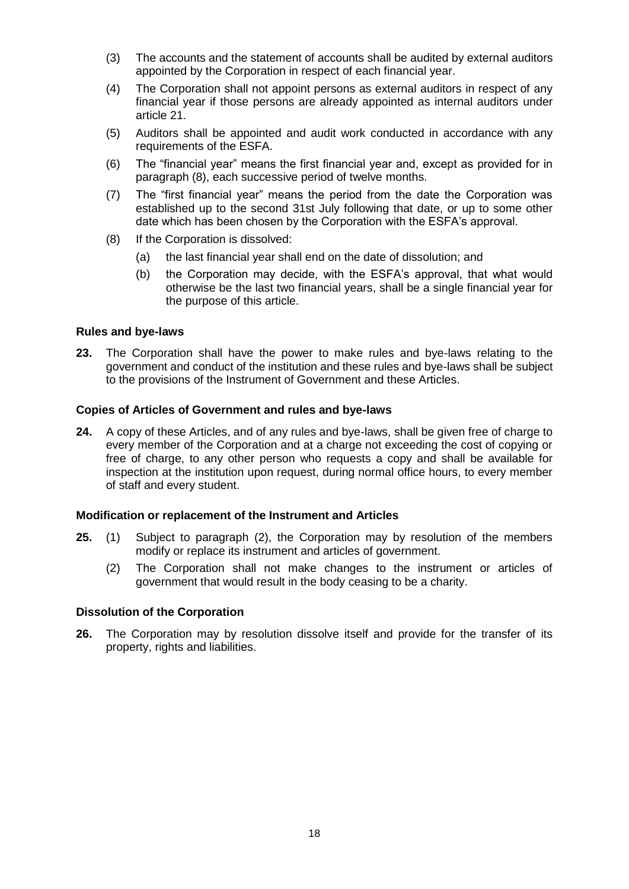(3) The accounts and the statement of accounts shall be audited by external auditors appointed by the Corporation in respect of each financial year.

(4) The Corporation shall not appoint persons as external auditors in respect of any financial year if those persons are already appointed as internal auditors under article 21.

(5) Auditors shall be appointed and audit work conducted in accordance with any requirements of the ESFA.

(6) The "financial year" means the first financial year and, except as provided for in paragraph (8), each successive period of twelve months.

(7) The "first financial year" means the period from the date the Corporation was established up to the second 31st July following that date, or up to some other date which has been chosen by the Corporation with the ESFA's approval.

(8) If the Corporation is dissolved:

   (a) the last financial year shall end on the date of dissolution; and

   (b) the Corporation may decide, with the ESFA's approval, that what would otherwise be the last two financial years, shall be a single financial year for the purpose of this article.

**Rules and bye-laws**

**23.** The Corporation shall have the power to make rules and bye-laws relating to the government and conduct of the institution and these rules and bye-laws shall be subject to the provisions of the Instrument of Government and these Articles.

**Copies of Articles of Government and rules and bye-laws**

**24.** A copy of these Articles, and of any rules and bye-laws, shall be given free of charge to every member of the Corporation and at a charge not exceeding the cost of copying or free of charge, to any other person who requests a copy and shall be available for inspection at the institution upon request, during normal office hours, to every member of staff and every student.

**Modification or replacement of the Instrument and Articles**

**25.** (1) Subject to paragraph (2), the Corporation may by resolution of the members modify or replace its instrument and articles of government.

(2) The Corporation shall not make changes to the instrument or articles of government that would result in the body ceasing to be a charity.

**Dissolution of the Corporation**

**26.** The Corporation may by resolution dissolve itself and provide for the transfer of its property, rights and liabilities.